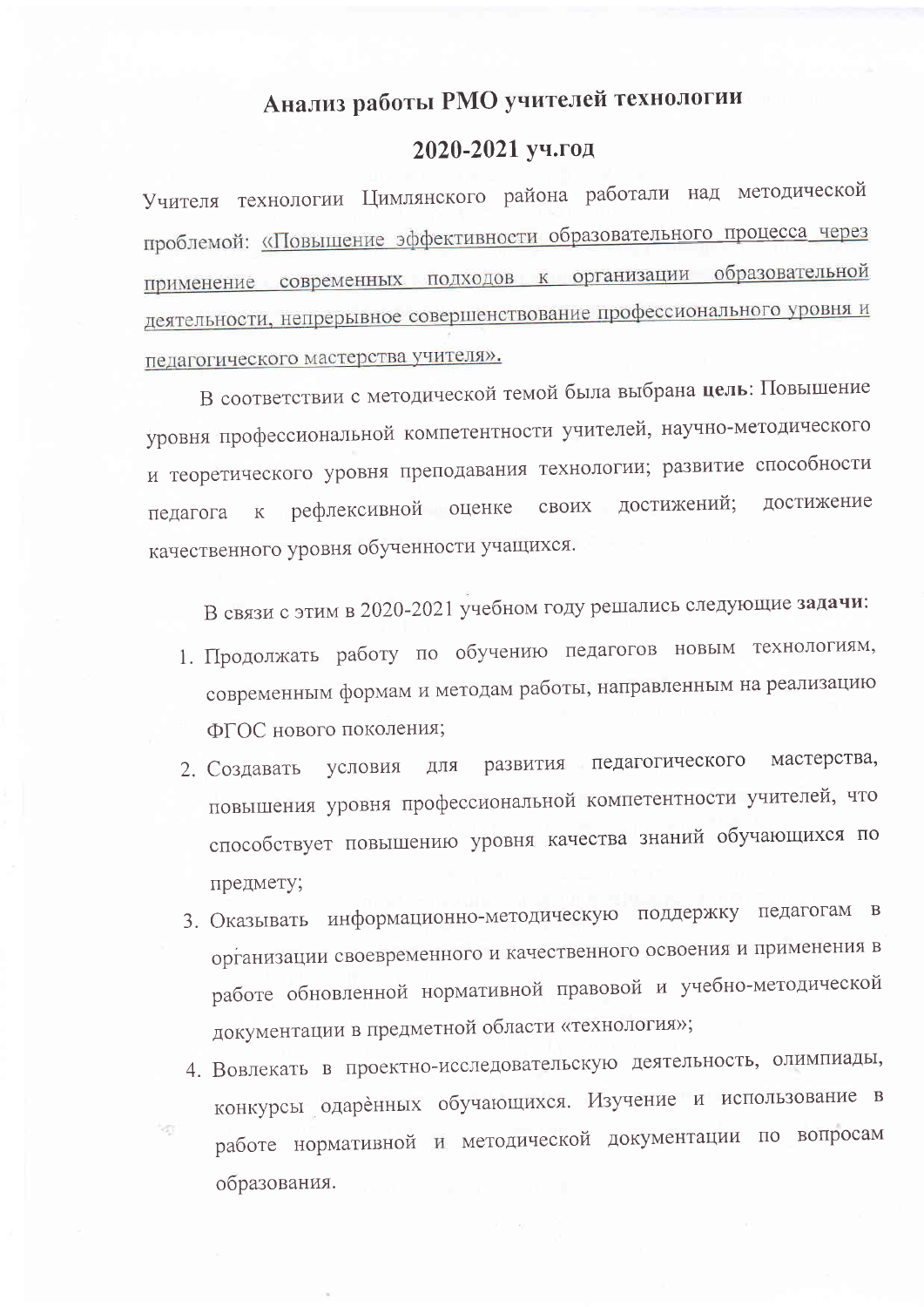# Анализ работы РМО учителей технологии

## 2020-2021 уч.год

Учителя технологии Цимлянского района работали над методической проблемой: «Повышение эффективности образовательного процесса через применение современных подходов к организации образовательной деятельности, непрерывное совершенствование профессионального уровня и педагогического мастерства учителя».

В соответствии с методической темой была выбрана **цель**: Повышение уровня профессиональной компетентности учителей, научно-методического и теоретического уровня преподавания технологии; развитие способности педагога к рефлексивной оценке своих достижений; достижение качественного уровня обученности учащихся.

В связи с этим в 2020-2021 учебном году решались следующие **задачи**:

1. Продолжать работу по обучению педагогов новым технологиям, современным формам и методам работы, направленным на реализацию ФГОС нового поколения;
2. Создавать условия для развития педагогического мастерства, повышения уровня профессиональной компетентности учителей, что способствует повышению уровня качества знаний обучающихся по предмету;
3. Оказывать информационно-методическую поддержку педагогам в организации своевременного и качественного освоения и применения в работе обновленной нормативной правовой и учебно-методической документации в предметной области «технология»;
4. Вовлекать в проектно-исследовательскую деятельность, олимпиады, конкурсы одарённых обучающихся. Изучение и использование в работе нормативной и методической документации по вопросам образования.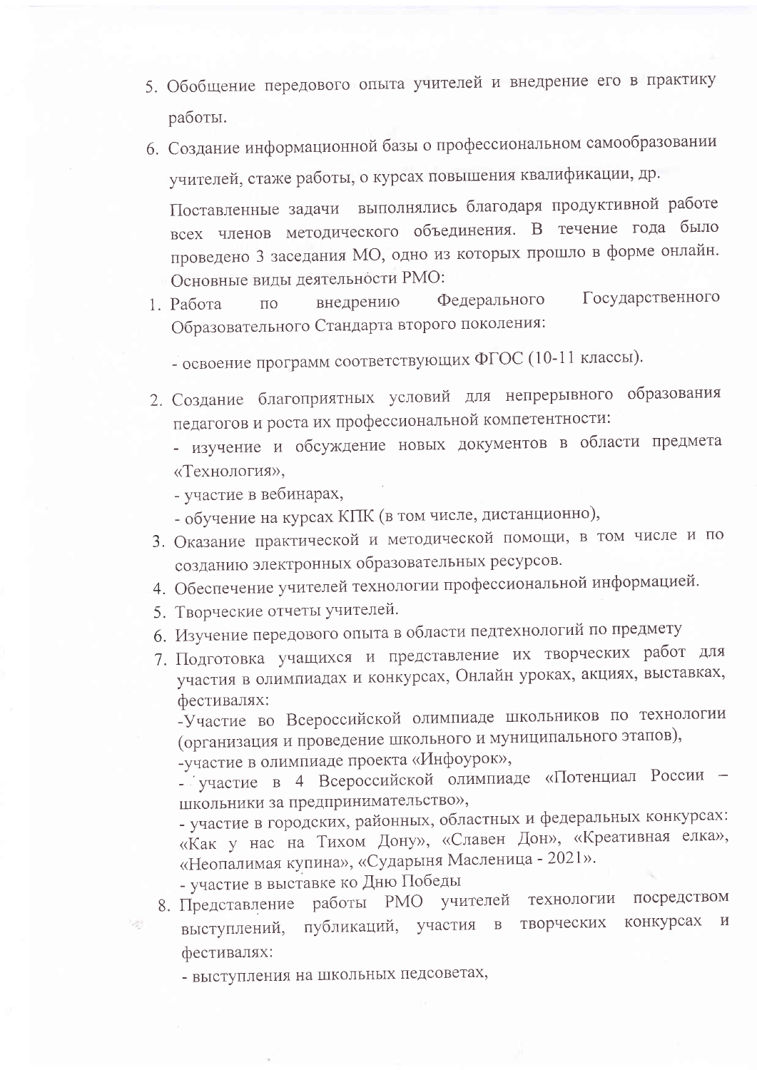5. Обобщение передового опыта учителей и внедрение его в практику работы.
6. Создание информационной базы о профессиональном самообразовании учителей, стаже работы, о курсах повышения квалификации, др.

Поставленные задачи выполнялись благодаря продуктивной работе всех членов методического объединения. В течение года было проведено 3 заседания МО, одно из которых прошло в форме онлайн. Основные виды деятельности РМО:

1. Работа по внедрению Федерального Государственного Образовательного Стандарта второго поколения:

   - освоение программ соответствующих ФГОС (10-11 классы).

2. Создание благоприятных условий для непрерывного образования педагогов и роста их профессиональной компетентности:
   - изучение и обсуждение новых документов в области предмета «Технология»,
   - участие в вебинарах,
   - обучение на курсах КПК (в том числе, дистанционно),
3. Оказание практической и методической помощи, в том числе и по созданию электронных образовательных ресурсов.
4. Обеспечение учителей технологии профессиональной информацией.
5. Творческие отчеты учителей.
6. Изучение передового опыта в области педтехнологий по предмету
7. Подготовка учащихся и представление их творческих работ для участия в олимпиадах и конкурсах, Онлайн уроках, акциях, выставках, фестивалях:
   -Участие во Всероссийской олимпиаде школьников по технологии (организация и проведение школьного и муниципального этапов),
   -участие в олимпиаде проекта «Инфоурок»,
   - участие в 4 Всероссийской олимпиаде «Потенциал России – школьники за предпринимательство»,
   - участие в городских, районных, областных и федеральных конкурсах: «Как у нас на Тихом Дону», «Славен Дон», «Креативная елка», «Неопалимая купина», «Сударыня Масленица - 2021».
   - участие в выставке ко Дню Победы
8. Представление работы РМО учителей технологии посредством выступлений, публикаций, участия в творческих конкурсах и фестивалях:
   - выступления на школьных педсоветах,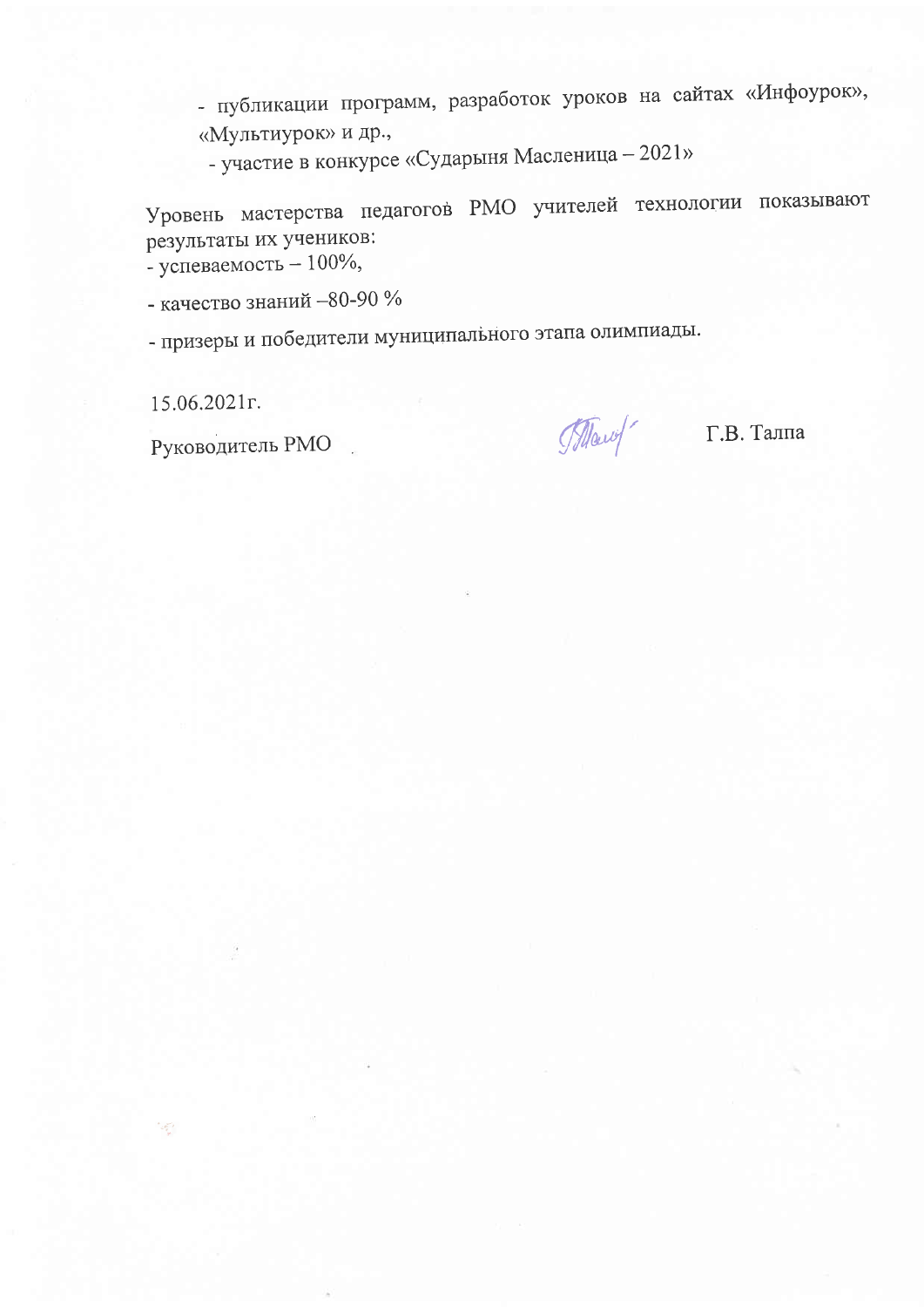- публикации программ, разработок уроков на сайтах «Инфоурок», «Мультиурок» и др.,
- участие в конкурсе «Сударыня Масленица – 2021»

Уровень мастерства педагогов РМО учителей технологии показывают результаты их учеников:

- успеваемость – 100%,
- качество знаний –80-90 %
- призеры и победители муниципального этапа олимпиады.

15.06.2021г.

Руководитель РМО Г.В. Талпа